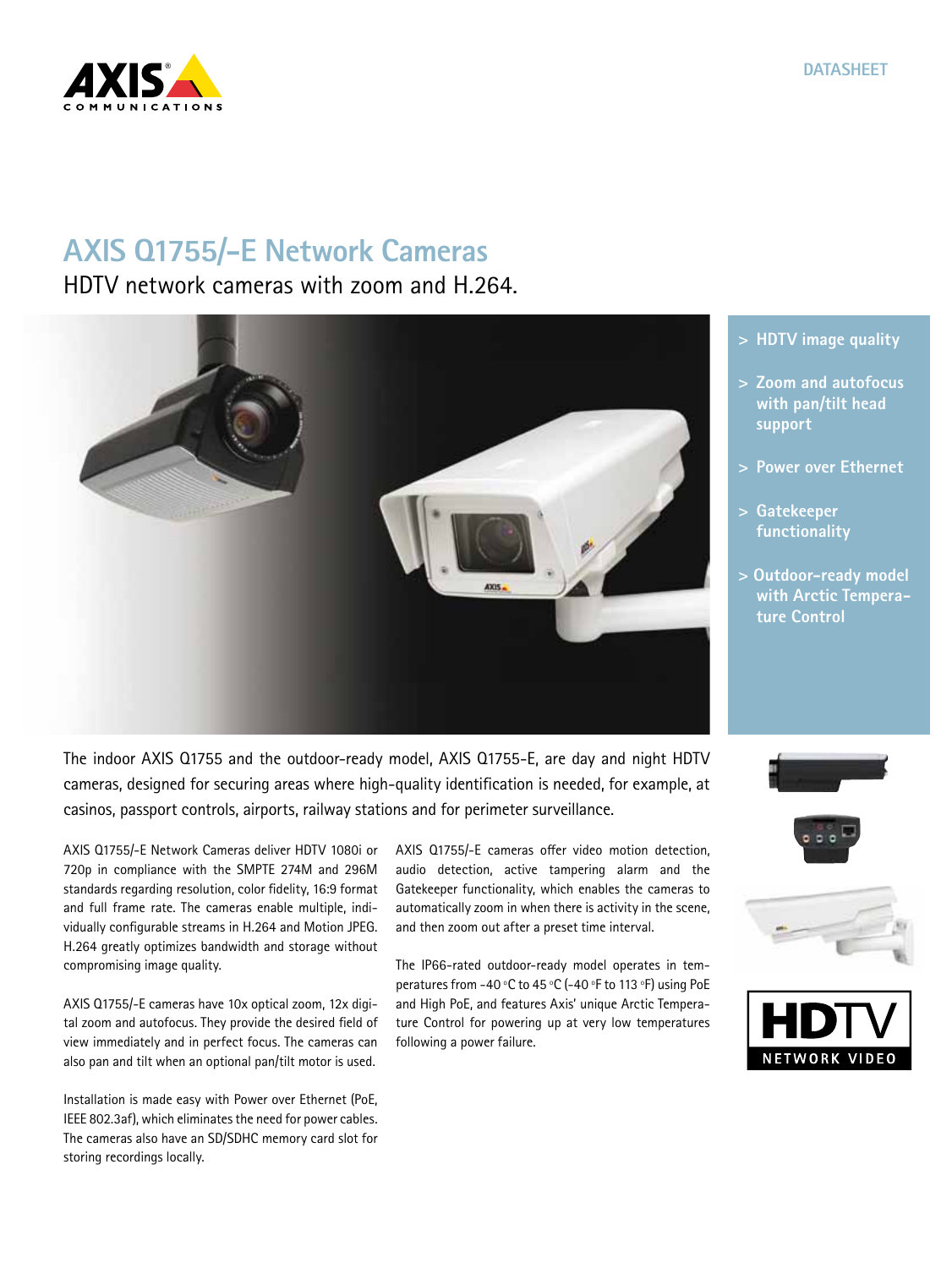DATASHEET

# AXIS Q1755/-E Network Cameras

## HDTV network cameras with zoom and H.264.

- > HDTV image quality
- > Zoom and autofocus with pan/tilt head support
- > Power over Ethernet
- > Gatekeeper functionality
- > Outdoor-ready model with Arctic Temperature Control

The indoor AXIS Q1755 and the outdoor-ready model, AXIS Q1755-E, are day and night HDTV cameras, designed for securing areas where high-quality identification is needed, for example, at casinos, passport controls, airports, railway stations and for perimeter surveillance.

AXIS Q1755/-E Network Cameras deliver HDTV 1080i or 720p in compliance with the SMPTE 274M and 296M standards regarding resolution, color fidelity, 16:9 format and full frame rate. The cameras enable multiple, individually configurable streams in H.264 and Motion JPEG. H.264 greatly optimizes bandwidth and storage without compromising image quality.

AXIS Q1755/-E cameras have 10x optical zoom, 12x digital zoom and autofocus. They provide the desired field of view immediately and in perfect focus. The cameras can also pan and tilt when an optional pan/tilt motor is used.

Installation is made easy with Power over Ethernet (PoE, IEEE 802.3af), which eliminates the need for power cables. The cameras also have an SD/SDHC memory card slot for storing recordings locally.

AXIS Q1755/-E cameras offer video motion detection, audio detection, active tampering alarm and the Gatekeeper functionality, which enables the cameras to automatically zoom in when there is activity in the scene, and then zoom out after a preset time interval.

The IP66-rated outdoor-ready model operates in temperatures from -40 °C to 45 °C (-40 °F to 113 °F) using PoE and High PoE, and features Axis' unique Arctic Temperature Control for powering up at very low temperatures following a power failure.

HDTV NETWORK VIDEO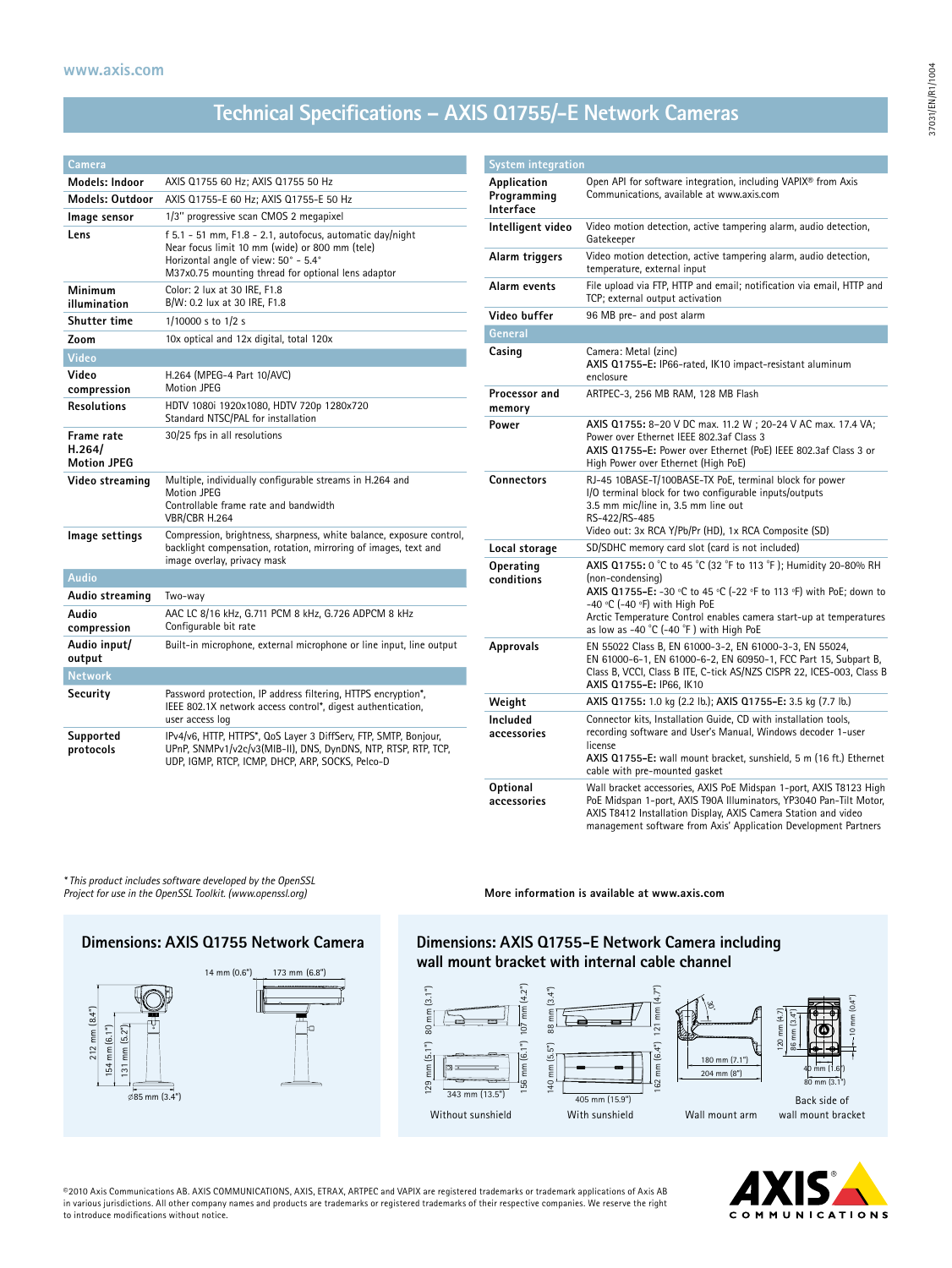www.axis.com

# Technical Specifications – AXIS Q1755/-E Network Cameras

| Camera | |
|---|---|
| **Models: Indoor** | AXIS Q1755 60 Hz; AXIS Q1755 50 Hz |
| **Models: Outdoor** | AXIS Q1755-E 60 Hz; AXIS Q1755-E 50 Hz |
| **Image sensor** | 1/3" progressive scan CMOS 2 megapixel |
| **Lens** | f 5.1 - 51 mm, F1.8 - 2.1, autofocus, automatic day/night<br>Near focus limit 10 mm (wide) or 800 mm (tele)<br>Horizontal angle of view: 50° - 5.4°<br>M37x0.75 mounting thread for optional lens adaptor |
| **Minimum illumination** | Color: 2 lux at 30 IRE, F1.8<br>B/W: 0.2 lux at 30 IRE, F1.8 |
| **Shutter time** | 1/10000 s to 1/2 s |
| **Zoom** | 10x optical and 12x digital, total 120x |

| Video | |
|---|---|
| **Video compression** | H.264 (MPEG-4 Part 10/AVC)<br>Motion JPEG |
| **Resolutions** | HDTV 1080i 1920x1080, HDTV 720p 1280x720<br>Standard NTSC/PAL for installation |
| **Frame rate H.264/ Motion JPEG** | 30/25 fps in all resolutions |
| **Video streaming** | Multiple, individually configurable streams in H.264 and Motion JPEG<br>Controllable frame rate and bandwidth<br>VBR/CBR H.264 |
| **Image settings** | Compression, brightness, sharpness, white balance, exposure control, backlight compensation, rotation, mirroring of images, text and image overlay, privacy mask |

| Audio | |
|---|---|
| **Audio streaming** | Two-way |
| **Audio compression** | AAC LC 8/16 kHz, G.711 PCM 8 kHz, G.726 ADPCM 8 kHz<br>Configurable bit rate |
| **Audio input/ output** | Built-in microphone, external microphone or line input, line output |

| Network | |
|---|---|
| **Security** | Password protection, IP address filtering, HTTPS encryption*, IEEE 802.1X network access control*, digest authentication, user access log |
| **Supported protocols** | IPv4/v6, HTTP, HTTPS*, QoS Layer 3 DiffServ, FTP, SMTP, Bonjour, UPnP, SNMPv1/v2c/v3(MIB-II), DNS, DynDNS, NTP, RTSP, RTP, TCP, UDP, IGMP, RTCP, ICMP, DHCP, ARP, SOCKS, Pelco-D |

| System integration | |
|---|---|
| **Application Programming Interface** | Open API for software integration, including VAPIX® from Axis Communications, available at www.axis.com |
| **Intelligent video** | Video motion detection, active tampering alarm, audio detection, Gatekeeper |
| **Alarm triggers** | Video motion detection, active tampering alarm, audio detection, temperature, external input |
| **Alarm events** | File upload via FTP, HTTP and email; notification via email, HTTP and TCP; external output activation |
| **Video buffer** | 96 MB pre- and post alarm |

| General | |
|---|---|
| **Casing** | Camera: Metal (zinc)<br>**AXIS Q1755-E:** IP66-rated, IK10 impact-resistant aluminum enclosure |
| **Processor and memory** | ARTPEC-3, 256 MB RAM, 128 MB Flash |
| **Power** | **AXIS Q1755:** 8–20 V DC max. 11.2 W ; 20-24 V AC max. 17.4 VA; Power over Ethernet IEEE 802.3af Class 3<br>**AXIS Q1755-E:** Power over Ethernet (PoE) IEEE 802.3af Class 3 or High Power over Ethernet (High PoE) |
| **Connectors** | RJ-45 10BASE-T/100BASE-TX PoE, terminal block for power<br>I/O terminal block for two configurable inputs/outputs<br>3.5 mm mic/line in, 3.5 mm line out<br>RS-422/RS-485<br>Video out: 3x RCA Y/Pb/Pr (HD), 1x RCA Composite (SD) |
| **Local storage** | SD/SDHC memory card slot (card is not included) |
| **Operating conditions** | **AXIS Q1755:** 0 °C to 45 °C (32 °F to 113 °F ); Humidity 20-80% RH (non-condensing)<br>**AXIS Q1755-E:** -30 °C to 45 °C (-22 °F to 113 °F) with PoE; down to -40 °C (-40 °F) with High PoE<br>Arctic Temperature Control enables camera start-up at temperatures as low as -40 °C (-40 °F ) with High PoE |
| **Approvals** | EN 55022 Class B, EN 61000-3-2, EN 61000-3-3, EN 55024, EN 61000-6-1, EN 61000-6-2, EN 60950-1, FCC Part 15, Subpart B, Class B, VCCI, Class B ITE, C-tick AS/NZS CISPR 22, ICES-003, Class B<br>**AXIS Q1755-E:** IP66, IK10 |
| **Weight** | **AXIS Q1755:** 1.0 kg (2.2 lb.); **AXIS Q1755-E:** 3.5 kg (7.7 lb.) |
| **Included accessories** | Connector kits, Installation Guide, CD with installation tools, recording software and User's Manual, Windows decoder 1-user license<br>**AXIS Q1755-E:** wall mount bracket, sunshield, 5 m (16 ft.) Ethernet cable with pre-mounted gasket |
| **Optional accessories** | Wall bracket accessories, AXIS PoE Midspan 1-port, AXIS T8123 High PoE Midspan 1-port, AXIS T90A Illuminators, YP3040 Pan-Tilt Motor, AXIS T8412 Installation Display, AXIS Camera Station and video management software from Axis' Application Development Partners |

*\* This product includes software developed by the OpenSSL Project for use in the OpenSSL Toolkit. (www.openssl.org)*

**More information is available at www.axis.com**

## Dimensions: AXIS Q1755 Network Camera

14 mm (0.6")
173 mm (6.8")
212 mm (8.4")
154 mm (6.1")
131 mm (5.2")
⌀85 mm (3.4")

## Dimensions: AXIS Q1755-E Network Camera including wall mount bracket with internal cable channel

80 mm (3.1")
107 mm (4.2")
129 mm (5.1")
156 mm (6.1")
343 mm (13.5")
Without sunshield

88 mm (3.4")
121 mm (4.7")
140 mm (5.5")
162 mm (6.4")
405 mm (15.9")
With sunshield

180 mm (7.1")
204 mm (8")
Wall mount arm

120 mm (4.7")
86 mm (3.4")
10 mm (0.4")
40 mm (1.6")
80 mm (3.1")
Back side of wall mount bracket

©2010 Axis Communications AB. AXIS COMMUNICATIONS, AXIS, ETRAX, ARTPEC and VAPIX are registered trademarks or trademark applications of Axis AB in various jurisdictions. All other company names and products are trademarks or registered trademarks of their respective companies. We reserve the right to introduce modifications without notice.

AXIS COMMUNICATIONS